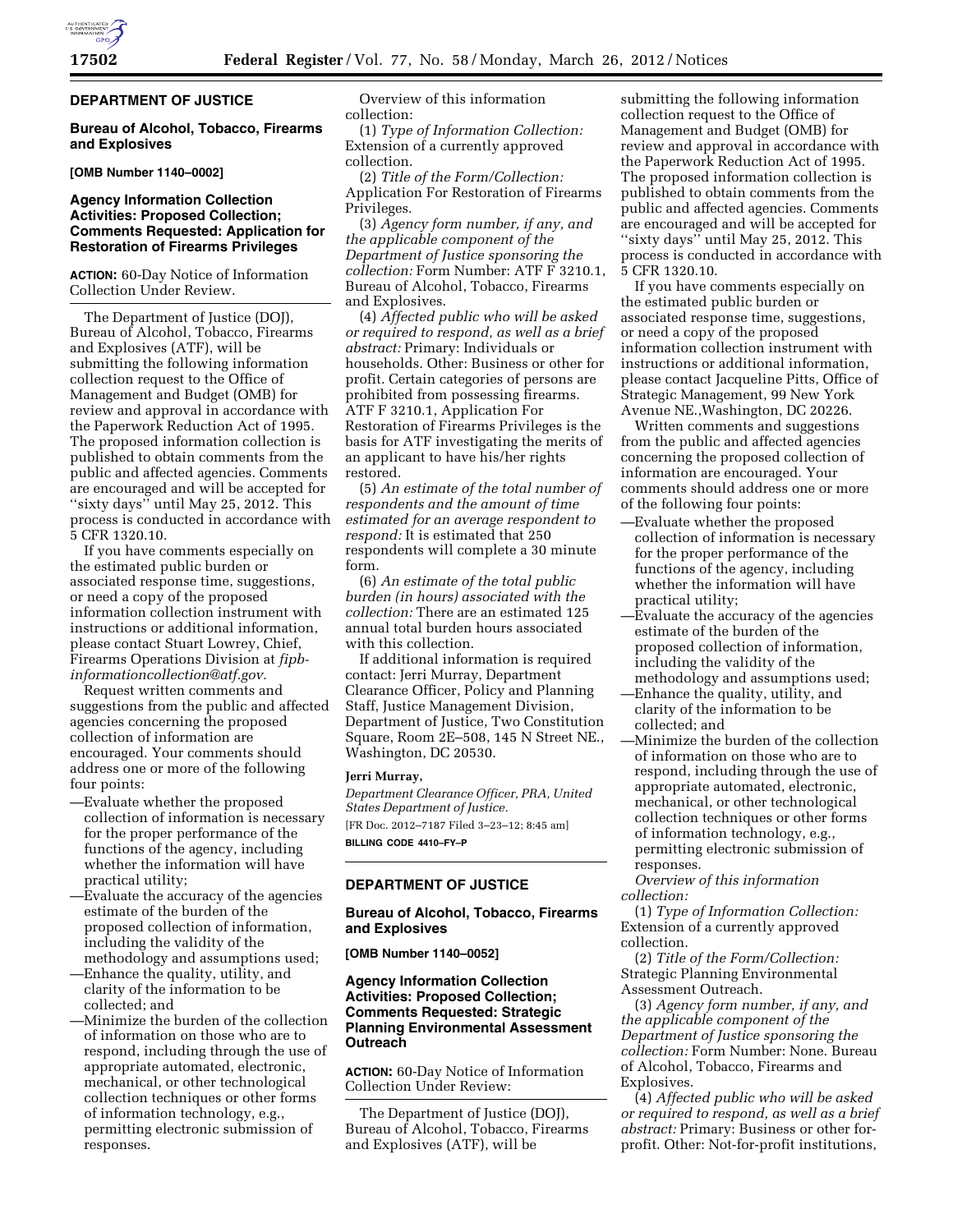**DEPARTMENT OF JUSTICE**

**Bureau of Alcohol, Tobacco, Firearms and Explosives**

**[OMB Number 1140–0002]**

## Agency Information Collection Activities: Proposed Collection; Comments Requested: Application for Restoration of Firearms Privileges

**ACTION:** 60-Day Notice of Information Collection Under Review.

The Department of Justice (DOJ), Bureau of Alcohol, Tobacco, Firearms and Explosives (ATF), will be submitting the following information collection request to the Office of Management and Budget (OMB) for review and approval in accordance with the Paperwork Reduction Act of 1995. The proposed information collection is published to obtain comments from the public and affected agencies. Comments are encouraged and will be accepted for ''sixty days'' until May 25, 2012. This process is conducted in accordance with 5 CFR 1320.10.

If you have comments especially on the estimated public burden or associated response time, suggestions, or need a copy of the proposed information collection instrument with instructions or additional information, please contact Stuart Lowrey, Chief, Firearms Operations Division at *fipb-informationcollection@atf.gov.*

Request written comments and suggestions from the public and affected agencies concerning the proposed collection of information are encouraged. Your comments should address one or more of the following four points:

—Evaluate whether the proposed collection of information is necessary for the proper performance of the functions of the agency, including whether the information will have practical utility;
—Evaluate the accuracy of the agencies estimate of the burden of the proposed collection of information, including the validity of the methodology and assumptions used;
—Enhance the quality, utility, and clarity of the information to be collected; and
—Minimize the burden of the collection of information on those who are to respond, including through the use of appropriate automated, electronic, mechanical, or other technological collection techniques or other forms of information technology, e.g., permitting electronic submission of responses.

Overview of this information collection:

(1) *Type of Information Collection:* Extension of a currently approved collection.

(2) *Title of the Form/Collection:* Application For Restoration of Firearms Privileges.

(3) *Agency form number, if any, and the applicable component of the Department of Justice sponsoring the collection:* Form Number: ATF F 3210.1, Bureau of Alcohol, Tobacco, Firearms and Explosives.

(4) *Affected public who will be asked or required to respond, as well as a brief abstract:* Primary: Individuals or households. Other: Business or other for profit. Certain categories of persons are prohibited from possessing firearms. ATF F 3210.1, Application For Restoration of Firearms Privileges is the basis for ATF investigating the merits of an applicant to have his/her rights restored.

(5) *An estimate of the total number of respondents and the amount of time estimated for an average respondent to respond:* It is estimated that 250 respondents will complete a 30 minute form.

(6) *An estimate of the total public burden (in hours) associated with the collection:* There are an estimated 125 annual total burden hours associated with this collection.

If additional information is required contact: Jerri Murray, Department Clearance Officer, Policy and Planning Staff, Justice Management Division, Department of Justice, Two Constitution Square, Room 2E–508, 145 N Street NE., Washington, DC 20530.

**Jerri Murray,**

*Department Clearance Officer, PRA, United States Department of Justice.*

[FR Doc. 2012–7187 Filed 3–23–12; 8:45 am]

**BILLING CODE 4410–FY–P**

**DEPARTMENT OF JUSTICE**

**Bureau of Alcohol, Tobacco, Firearms and Explosives**

**[OMB Number 1140–0052]**

## Agency Information Collection Activities: Proposed Collection; Comments Requested: Strategic Planning Environmental Assessment Outreach

**ACTION:** 60-Day Notice of Information Collection Under Review:

The Department of Justice (DOJ), Bureau of Alcohol, Tobacco, Firearms and Explosives (ATF), will be submitting the following information collection request to the Office of Management and Budget (OMB) for review and approval in accordance with the Paperwork Reduction Act of 1995. The proposed information collection is published to obtain comments from the public and affected agencies. Comments are encouraged and will be accepted for ''sixty days'' until May 25, 2012. This process is conducted in accordance with 5 CFR 1320.10.

If you have comments especially on the estimated public burden or associated response time, suggestions, or need a copy of the proposed information collection instrument with instructions or additional information, please contact Jacqueline Pitts, Office of Strategic Management, 99 New York Avenue NE.,Washington, DC 20226.

Written comments and suggestions from the public and affected agencies concerning the proposed collection of information are encouraged. Your comments should address one or more of the following four points:

—Evaluate whether the proposed collection of information is necessary for the proper performance of the functions of the agency, including whether the information will have practical utility;
—Evaluate the accuracy of the agencies estimate of the burden of the proposed collection of information, including the validity of the methodology and assumptions used;
—Enhance the quality, utility, and clarity of the information to be collected; and
—Minimize the burden of the collection of information on those who are to respond, including through the use of appropriate automated, electronic, mechanical, or other technological collection techniques or other forms of information technology, e.g., permitting electronic submission of responses.

*Overview of this information collection:*

(1) *Type of Information Collection:* Extension of a currently approved collection.

(2) *Title of the Form/Collection:* Strategic Planning Environmental Assessment Outreach.

(3) *Agency form number, if any, and the applicable component of the Department of Justice sponsoring the collection:* Form Number: None. Bureau of Alcohol, Tobacco, Firearms and Explosives.

(4) *Affected public who will be asked or required to respond, as well as a brief abstract:* Primary: Business or other for-profit. Other: Not-for-profit institutions,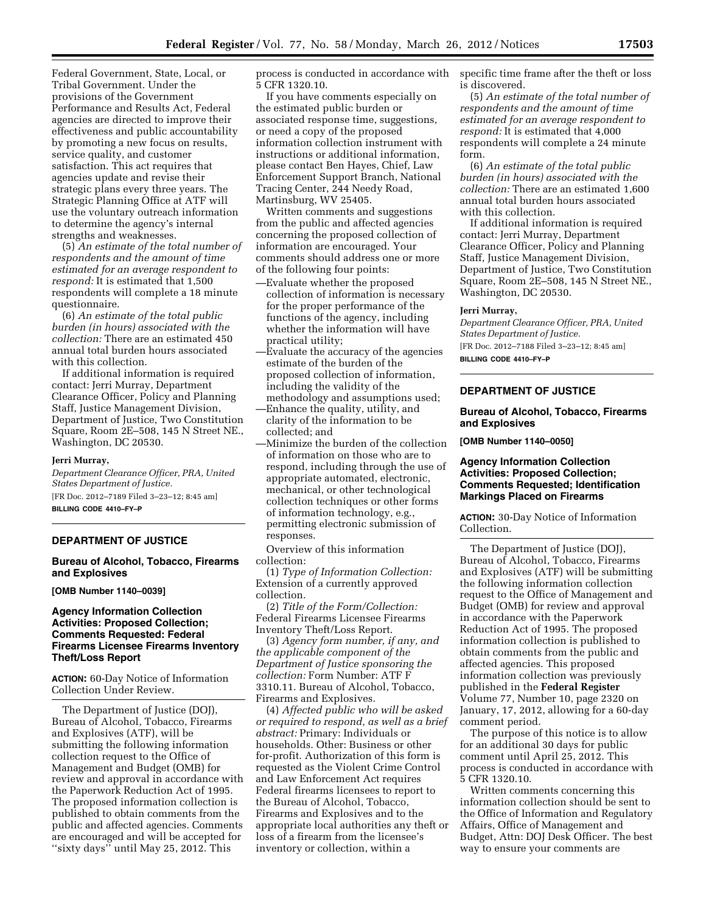Federal Government, State, Local, or Tribal Government. Under the provisions of the Government Performance and Results Act, Federal agencies are directed to improve their effectiveness and public accountability by promoting a new focus on results, service quality, and customer satisfaction. This act requires that agencies update and revise their strategic plans every three years. The Strategic Planning Office at ATF will use the voluntary outreach information to determine the agency's internal strengths and weaknesses.

(5) *An estimate of the total number of respondents and the amount of time estimated for an average respondent to respond:* It is estimated that 1,500 respondents will complete a 18 minute questionnaire.

(6) *An estimate of the total public burden (in hours) associated with the collection:* There are an estimated 450 annual total burden hours associated with this collection.

If additional information is required contact: Jerri Murray, Department Clearance Officer, Policy and Planning Staff, Justice Management Division, Department of Justice, Two Constitution Square, Room 2E–508, 145 N Street NE., Washington, DC 20530.

**Jerri Murray,**

*Department Clearance Officer, PRA, United States Department of Justice.*

[FR Doc. 2012–7189 Filed 3–23–12; 8:45 am]

**BILLING CODE 4410–FY–P**

---

## DEPARTMENT OF JUSTICE

### Bureau of Alcohol, Tobacco, Firearms and Explosives

**[OMB Number 1140–0039]**

### Agency Information Collection Activities: Proposed Collection; Comments Requested: Federal Firearms Licensee Firearms Inventory Theft/Loss Report

**ACTION:** 60-Day Notice of Information Collection Under Review.

The Department of Justice (DOJ), Bureau of Alcohol, Tobacco, Firearms and Explosives (ATF), will be submitting the following information collection request to the Office of Management and Budget (OMB) for review and approval in accordance with the Paperwork Reduction Act of 1995. The proposed information collection is published to obtain comments from the public and affected agencies. Comments are encouraged and will be accepted for ''sixty days'' until May 25, 2012. This process is conducted in accordance with 5 CFR 1320.10.

If you have comments especially on the estimated public burden or associated response time, suggestions, or need a copy of the proposed information collection instrument with instructions or additional information, please contact Ben Hayes, Chief, Law Enforcement Support Branch, National Tracing Center, 244 Needy Road, Martinsburg, WV 25405.

Written comments and suggestions from the public and affected agencies concerning the proposed collection of information are encouraged. Your comments should address one or more of the following four points:

—Evaluate whether the proposed collection of information is necessary for the proper performance of the functions of the agency, including whether the information will have practical utility;

—Evaluate the accuracy of the agencies estimate of the burden of the proposed collection of information, including the validity of the methodology and assumptions used;

—Enhance the quality, utility, and clarity of the information to be collected; and

—Minimize the burden of the collection of information on those who are to respond, including through the use of appropriate automated, electronic, mechanical, or other technological collection techniques or other forms of information technology, e.g., permitting electronic submission of responses.

Overview of this information collection:

(1) *Type of Information Collection:* Extension of a currently approved collection.

(2) *Title of the Form/Collection:* Federal Firearms Licensee Firearms Inventory Theft/Loss Report.

(3) *Agency form number, if any, and the applicable component of the Department of Justice sponsoring the collection:* Form Number: ATF F 3310.11. Bureau of Alcohol, Tobacco, Firearms and Explosives.

(4) *Affected public who will be asked or required to respond, as well as a brief abstract:* Primary: Individuals or households. Other: Business or other for-profit. Authorization of this form is requested as the Violent Crime Control and Law Enforcement Act requires Federal firearms licensees to report to the Bureau of Alcohol, Tobacco, Firearms and Explosives and to the appropriate local authorities any theft or loss of a firearm from the licensee's inventory or collection, within a specific time frame after the theft or loss is discovered.

(5) *An estimate of the total number of respondents and the amount of time estimated for an average respondent to respond:* It is estimated that 4,000 respondents will complete a 24 minute form.

(6) *An estimate of the total public burden (in hours) associated with the collection:* There are an estimated 1,600 annual total burden hours associated with this collection.

If additional information is required contact: Jerri Murray, Department Clearance Officer, Policy and Planning Staff, Justice Management Division, Department of Justice, Two Constitution Square, Room 2E–508, 145 N Street NE., Washington, DC 20530.

**Jerri Murray,**

*Department Clearance Officer, PRA, United States Department of Justice.*

[FR Doc. 2012–7188 Filed 3–23–12; 8:45 am]

**BILLING CODE 4410–FY–P**

---

## DEPARTMENT OF JUSTICE

### Bureau of Alcohol, Tobacco, Firearms and Explosives

**[OMB Number 1140–0050]**

### Agency Information Collection Activities: Proposed Collection; Comments Requested; Identification Markings Placed on Firearms

**ACTION:** 30-Day Notice of Information Collection.

The Department of Justice (DOJ), Bureau of Alcohol, Tobacco, Firearms and Explosives (ATF) will be submitting the following information collection request to the Office of Management and Budget (OMB) for review and approval in accordance with the Paperwork Reduction Act of 1995. The proposed information collection is published to obtain comments from the public and affected agencies. This proposed information collection was previously published in the **Federal Register** Volume 77, Number 10, page 2320 on January, 17, 2012, allowing for a 60-day comment period.

The purpose of this notice is to allow for an additional 30 days for public comment until April 25, 2012. This process is conducted in accordance with 5 CFR 1320.10.

Written comments concerning this information collection should be sent to the Office of Information and Regulatory Affairs, Office of Management and Budget, Attn: DOJ Desk Officer. The best way to ensure your comments are